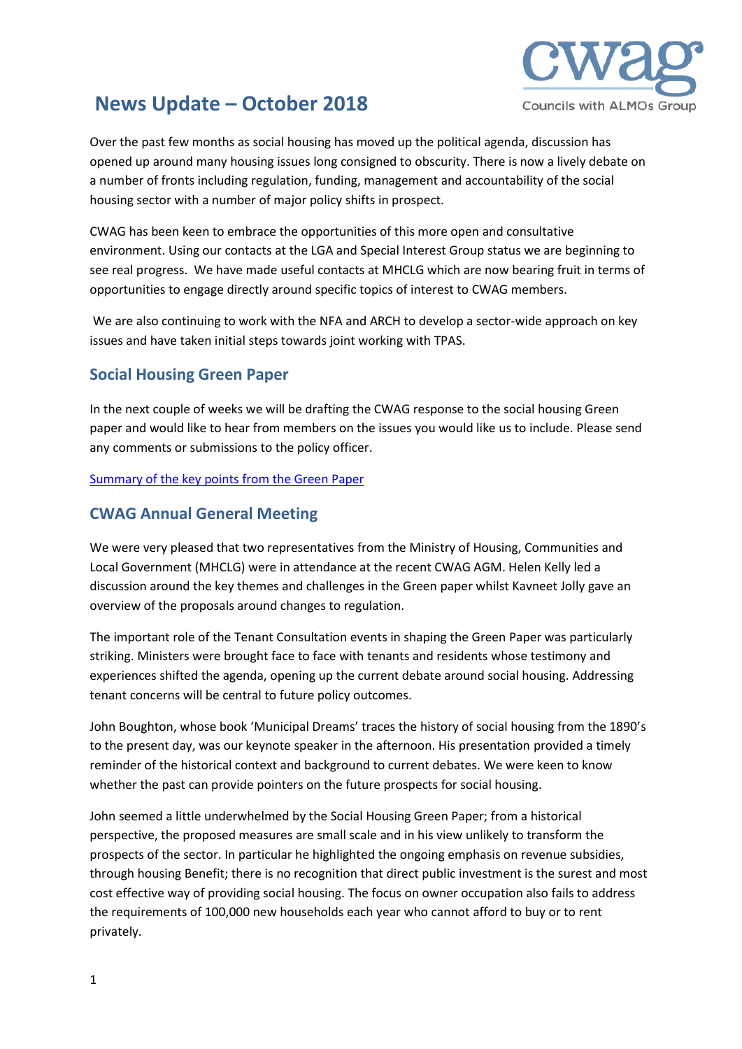# News Update – October 2018

Over the past few months as social housing has moved up the political agenda, discussion has opened up around many housing issues long consigned to obscurity. There is now a lively debate on a number of fronts including regulation, funding, management and accountability of the social housing sector with a number of major policy shifts in prospect.

CWAG has been keen to embrace the opportunities of this more open and consultative environment. Using our contacts at the LGA and Special Interest Group status we are beginning to see real progress. We have made useful contacts at MHCLG which are now bearing fruit in terms of opportunities to engage directly around specific topics of interest to CWAG members.

We are also continuing to work with the NFA and ARCH to develop a sector-wide approach on key issues and have taken initial steps towards joint working with TPAS.

## Social Housing Green Paper

In the next couple of weeks we will be drafting the CWAG response to the social housing Green paper and would like to hear from members on the issues you would like us to include. Please send any comments or submissions to the policy officer.

[Summary of the key points from the Green Paper]

## CWAG Annual General Meeting

We were very pleased that two representatives from the Ministry of Housing, Communities and Local Government (MHCLG) were in attendance at the recent CWAG AGM. Helen Kelly led a discussion around the key themes and challenges in the Green paper whilst Kavneet Jolly gave an overview of the proposals around changes to regulation.

The important role of the Tenant Consultation events in shaping the Green Paper was particularly striking. Ministers were brought face to face with tenants and residents whose testimony and experiences shifted the agenda, opening up the current debate around social housing. Addressing tenant concerns will be central to future policy outcomes.

John Boughton, whose book 'Municipal Dreams' traces the history of social housing from the 1890's to the present day, was our keynote speaker in the afternoon. His presentation provided a timely reminder of the historical context and background to current debates. We were keen to know whether the past can provide pointers on the future prospects for social housing.

John seemed a little underwhelmed by the Social Housing Green Paper; from a historical perspective, the proposed measures are small scale and in his view unlikely to transform the prospects of the sector. In particular he highlighted the ongoing emphasis on revenue subsidies, through housing Benefit; there is no recognition that direct public investment is the surest and most cost effective way of providing social housing. The focus on owner occupation also fails to address the requirements of 100,000 new households each year who cannot afford to buy or to rent privately.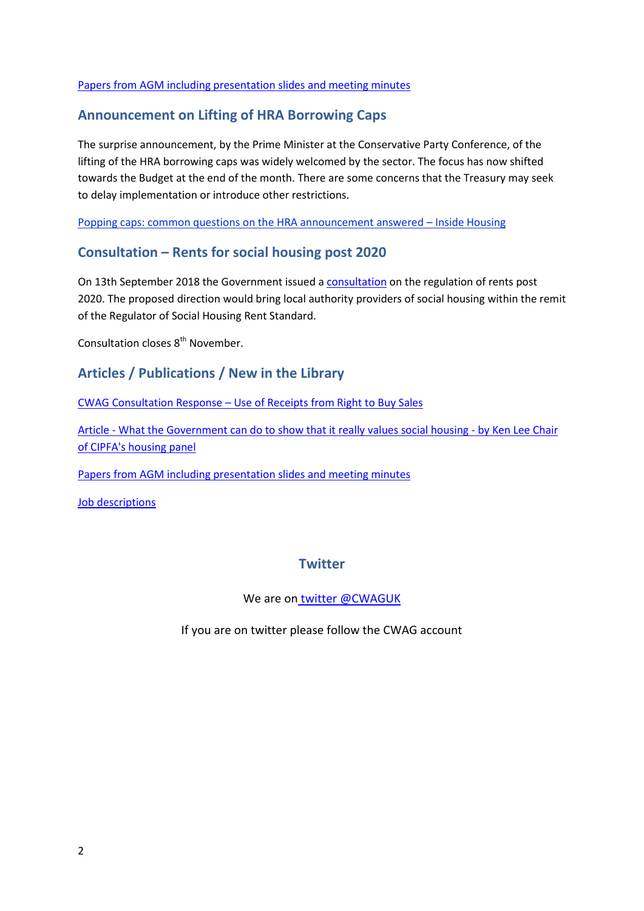Papers from AGM including presentation slides and meeting minutes

## Announcement on Lifting of HRA Borrowing Caps

The surprise announcement, by the Prime Minister at the Conservative Party Conference, of the lifting of the HRA borrowing caps was widely welcomed by the sector. The focus has now shifted towards the Budget at the end of the month. There are some concerns that the Treasury may seek to delay implementation or introduce other restrictions.

Popping caps: common questions on the HRA announcement answered – Inside Housing

## Consultation – Rents for social housing post 2020

On 13th September 2018 the Government issued a consultation on the regulation of rents post 2020. The proposed direction would bring local authority providers of social housing within the remit of the Regulator of Social Housing Rent Standard.

Consultation closes 8th November.

## Articles / Publications / New in the Library

CWAG Consultation Response – Use of Receipts from Right to Buy Sales

Article - What the Government can do to show that it really values social housing - by Ken Lee Chair of CIPFA's housing panel

Papers from AGM including presentation slides and meeting minutes

Job descriptions

## Twitter

We are on twitter @CWAGUK

If you are on twitter please follow the CWAG account